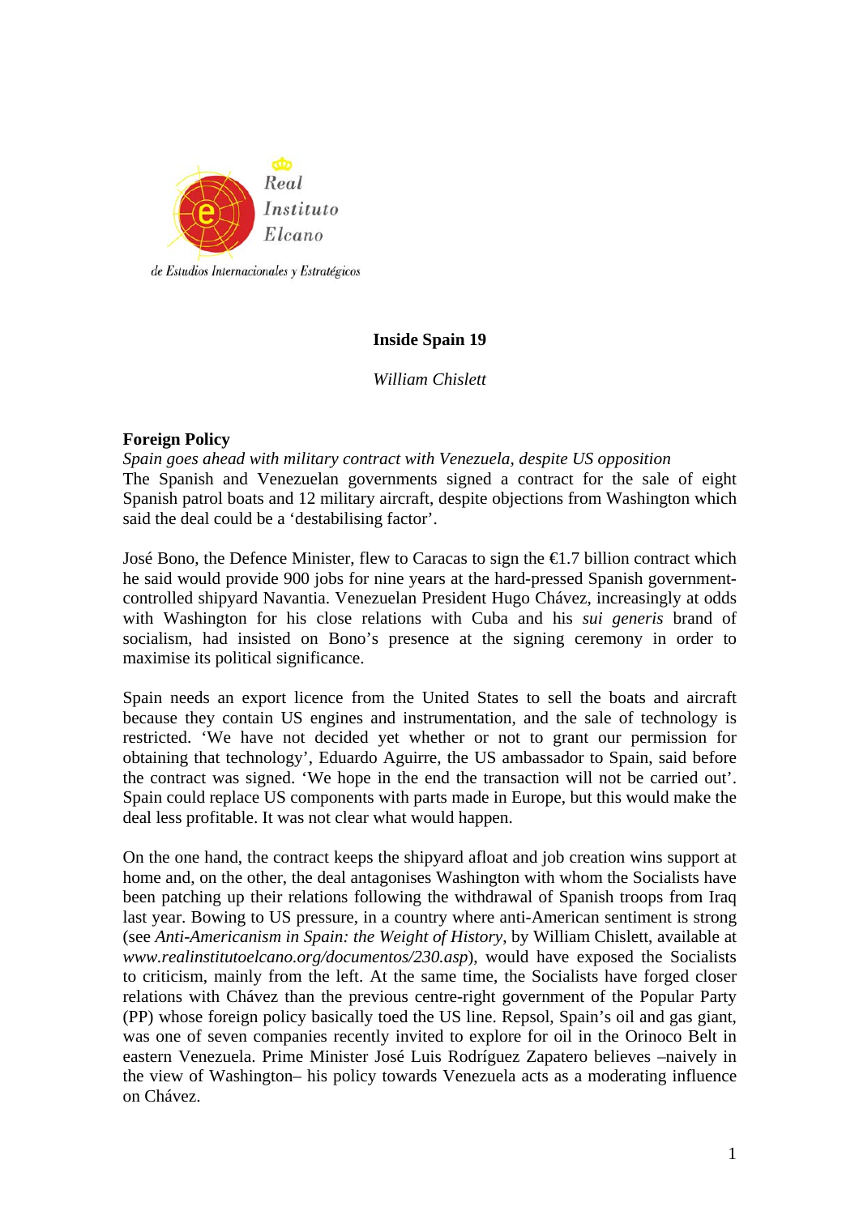Real Instituto Elcano

de Estudios Internacionales y Estratégicos

**Inside Spain 19**

*William Chislett*

## Foreign Policy

*Spain goes ahead with military contract with Venezuela, despite US opposition*

The Spanish and Venezuelan governments signed a contract for the sale of eight Spanish patrol boats and 12 military aircraft, despite objections from Washington which said the deal could be a 'destabilising factor'.

José Bono, the Defence Minister, flew to Caracas to sign the €1.7 billion contract which he said would provide 900 jobs for nine years at the hard-pressed Spanish government-controlled shipyard Navantia. Venezuelan President Hugo Chávez, increasingly at odds with Washington for his close relations with Cuba and his *sui generis* brand of socialism, had insisted on Bono's presence at the signing ceremony in order to maximise its political significance.

Spain needs an export licence from the United States to sell the boats and aircraft because they contain US engines and instrumentation, and the sale of technology is restricted. 'We have not decided yet whether or not to grant our permission for obtaining that technology', Eduardo Aguirre, the US ambassador to Spain, said before the contract was signed. 'We hope in the end the transaction will not be carried out'. Spain could replace US components with parts made in Europe, but this would make the deal less profitable. It was not clear what would happen.

On the one hand, the contract keeps the shipyard afloat and job creation wins support at home and, on the other, the deal antagonises Washington with whom the Socialists have been patching up their relations following the withdrawal of Spanish troops from Iraq last year. Bowing to US pressure, in a country where anti-American sentiment is strong (see *Anti-Americanism in Spain: the Weight of History*, by William Chislett, available at *www.realinstitutoelcano.org/documentos/230.asp*), would have exposed the Socialists to criticism, mainly from the left. At the same time, the Socialists have forged closer relations with Chávez than the previous centre-right government of the Popular Party (PP) whose foreign policy basically toed the US line. Repsol, Spain's oil and gas giant, was one of seven companies recently invited to explore for oil in the Orinoco Belt in eastern Venezuela. Prime Minister José Luis Rodríguez Zapatero believes –naively in the view of Washington– his policy towards Venezuela acts as a moderating influence on Chávez.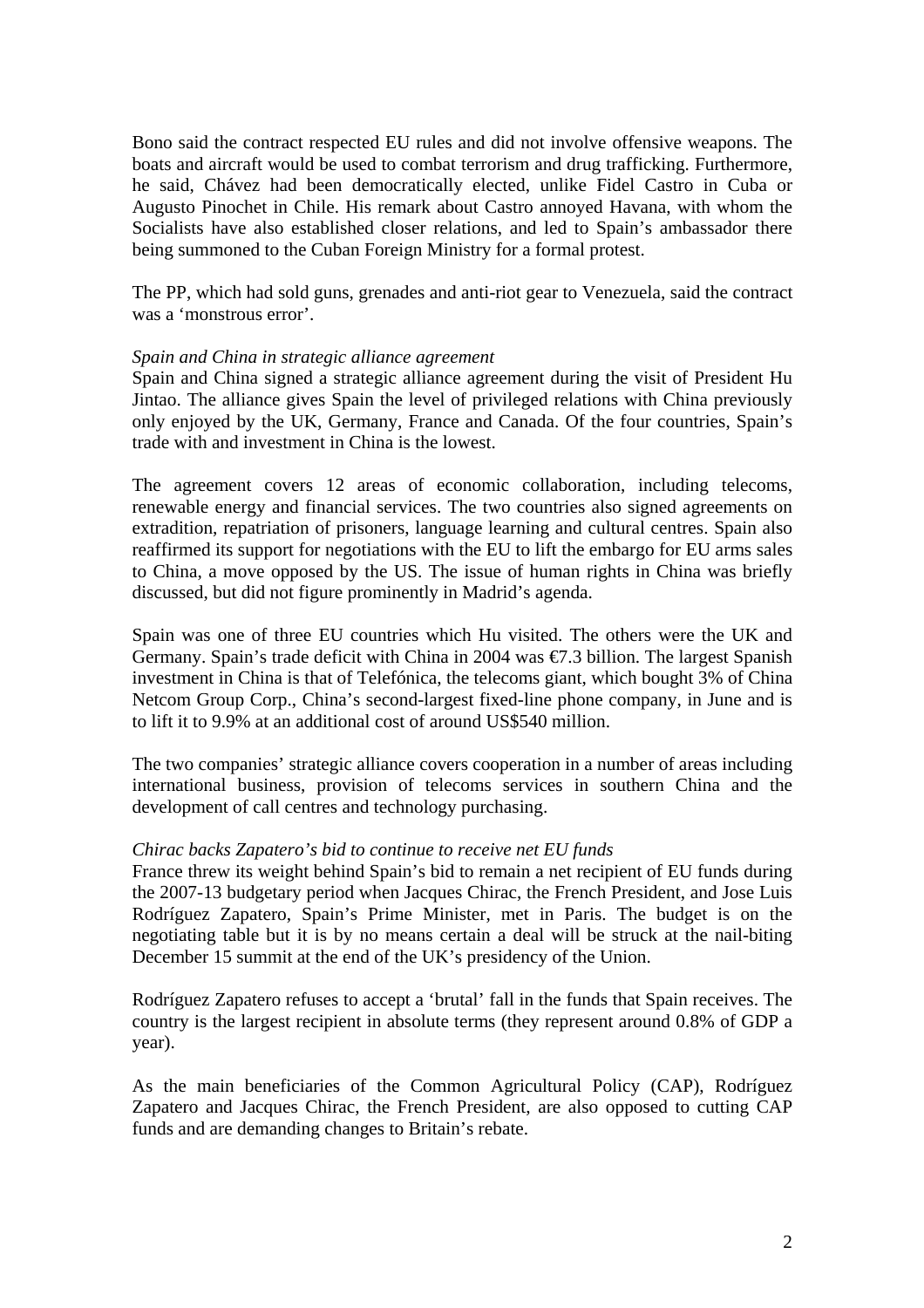Bono said the contract respected EU rules and did not involve offensive weapons. The boats and aircraft would be used to combat terrorism and drug trafficking. Furthermore, he said, Chávez had been democratically elected, unlike Fidel Castro in Cuba or Augusto Pinochet in Chile. His remark about Castro annoyed Havana, with whom the Socialists have also established closer relations, and led to Spain's ambassador there being summoned to the Cuban Foreign Ministry for a formal protest.

The PP, which had sold guns, grenades and anti-riot gear to Venezuela, said the contract was a 'monstrous error'.

*Spain and China in strategic alliance agreement*

Spain and China signed a strategic alliance agreement during the visit of President Hu Jintao. The alliance gives Spain the level of privileged relations with China previously only enjoyed by the UK, Germany, France and Canada. Of the four countries, Spain's trade with and investment in China is the lowest.

The agreement covers 12 areas of economic collaboration, including telecoms, renewable energy and financial services. The two countries also signed agreements on extradition, repatriation of prisoners, language learning and cultural centres. Spain also reaffirmed its support for negotiations with the EU to lift the embargo for EU arms sales to China, a move opposed by the US. The issue of human rights in China was briefly discussed, but did not figure prominently in Madrid's agenda.

Spain was one of three EU countries which Hu visited. The others were the UK and Germany. Spain's trade deficit with China in 2004 was €7.3 billion. The largest Spanish investment in China is that of Telefónica, the telecoms giant, which bought 3% of China Netcom Group Corp., China's second-largest fixed-line phone company, in June and is to lift it to 9.9% at an additional cost of around US$540 million.

The two companies' strategic alliance covers cooperation in a number of areas including international business, provision of telecoms services in southern China and the development of call centres and technology purchasing.

*Chirac backs Zapatero's bid to continue to receive net EU funds*

France threw its weight behind Spain's bid to remain a net recipient of EU funds during the 2007-13 budgetary period when Jacques Chirac, the French President, and Jose Luis Rodríguez Zapatero, Spain's Prime Minister, met in Paris. The budget is on the negotiating table but it is by no means certain a deal will be struck at the nail-biting December 15 summit at the end of the UK's presidency of the Union.

Rodríguez Zapatero refuses to accept a 'brutal' fall in the funds that Spain receives. The country is the largest recipient in absolute terms (they represent around 0.8% of GDP a year).

As the main beneficiaries of the Common Agricultural Policy (CAP), Rodríguez Zapatero and Jacques Chirac, the French President, are also opposed to cutting CAP funds and are demanding changes to Britain's rebate.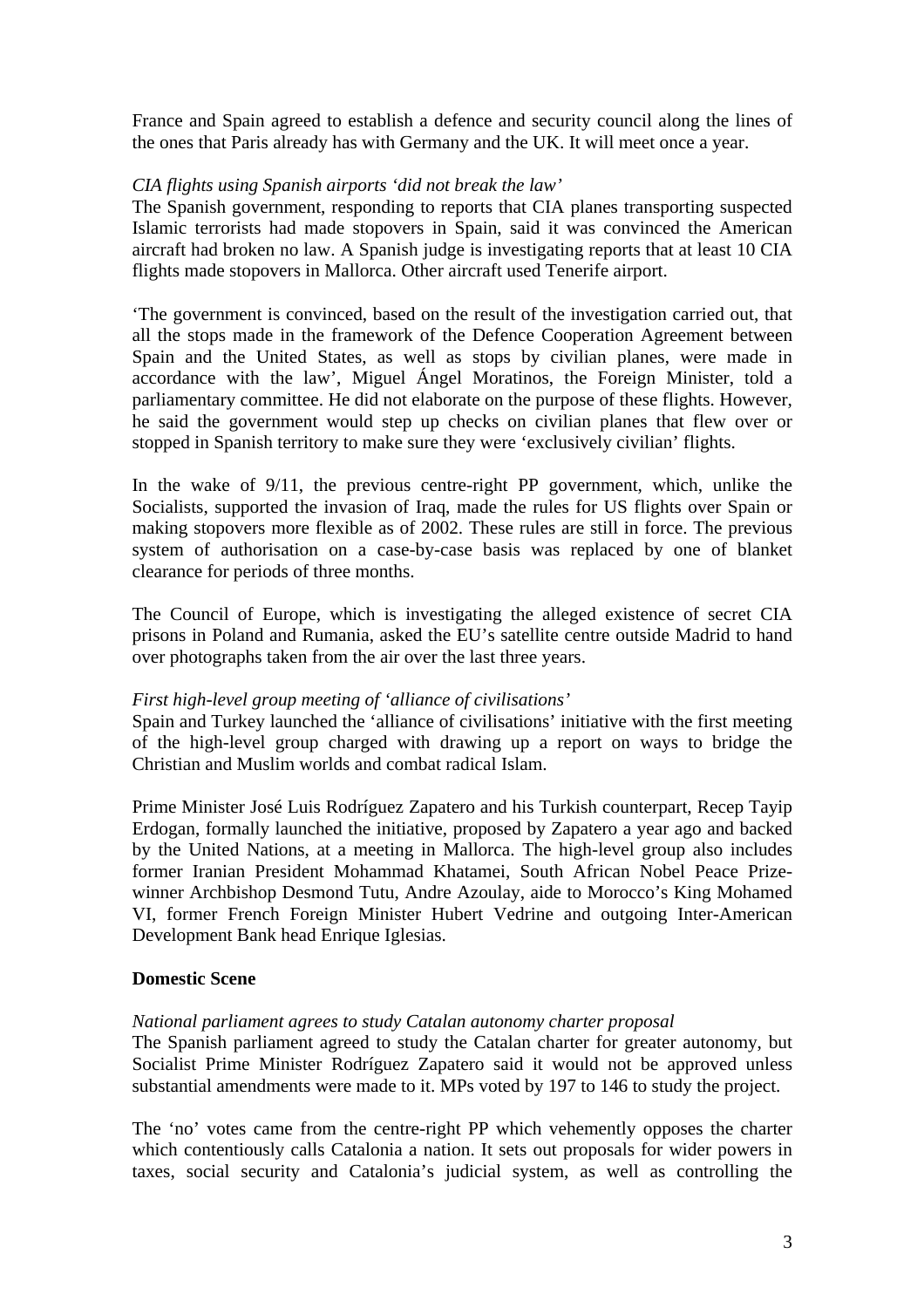France and Spain agreed to establish a defence and security council along the lines of the ones that Paris already has with Germany and the UK. It will meet once a year.

*CIA flights using Spanish airports 'did not break the law'*

The Spanish government, responding to reports that CIA planes transporting suspected Islamic terrorists had made stopovers in Spain, said it was convinced the American aircraft had broken no law. A Spanish judge is investigating reports that at least 10 CIA flights made stopovers in Mallorca. Other aircraft used Tenerife airport.

'The government is convinced, based on the result of the investigation carried out, that all the stops made in the framework of the Defence Cooperation Agreement between Spain and the United States, as well as stops by civilian planes, were made in accordance with the law', Miguel Ángel Moratinos, the Foreign Minister, told a parliamentary committee. He did not elaborate on the purpose of these flights. However, he said the government would step up checks on civilian planes that flew over or stopped in Spanish territory to make sure they were 'exclusively civilian' flights.

In the wake of 9/11, the previous centre-right PP government, which, unlike the Socialists, supported the invasion of Iraq, made the rules for US flights over Spain or making stopovers more flexible as of 2002. These rules are still in force. The previous system of authorisation on a case-by-case basis was replaced by one of blanket clearance for periods of three months.

The Council of Europe, which is investigating the alleged existence of secret CIA prisons in Poland and Rumania, asked the EU's satellite centre outside Madrid to hand over photographs taken from the air over the last three years.

*First high-level group meeting of 'alliance of civilisations'*

Spain and Turkey launched the 'alliance of civilisations' initiative with the first meeting of the high-level group charged with drawing up a report on ways to bridge the Christian and Muslim worlds and combat radical Islam.

Prime Minister José Luis Rodríguez Zapatero and his Turkish counterpart, Recep Tayip Erdogan, formally launched the initiative, proposed by Zapatero a year ago and backed by the United Nations, at a meeting in Mallorca. The high-level group also includes former Iranian President Mohammad Khatamei, South African Nobel Peace Prize-winner Archbishop Desmond Tutu, Andre Azoulay, aide to Morocco's King Mohamed VI, former French Foreign Minister Hubert Vedrine and outgoing Inter-American Development Bank head Enrique Iglesias.

**Domestic Scene**

*National parliament agrees to study Catalan autonomy charter proposal*

The Spanish parliament agreed to study the Catalan charter for greater autonomy, but Socialist Prime Minister Rodríguez Zapatero said it would not be approved unless substantial amendments were made to it. MPs voted by 197 to 146 to study the project.

The 'no' votes came from the centre-right PP which vehemently opposes the charter which contentiously calls Catalonia a nation. It sets out proposals for wider powers in taxes, social security and Catalonia's judicial system, as well as controlling the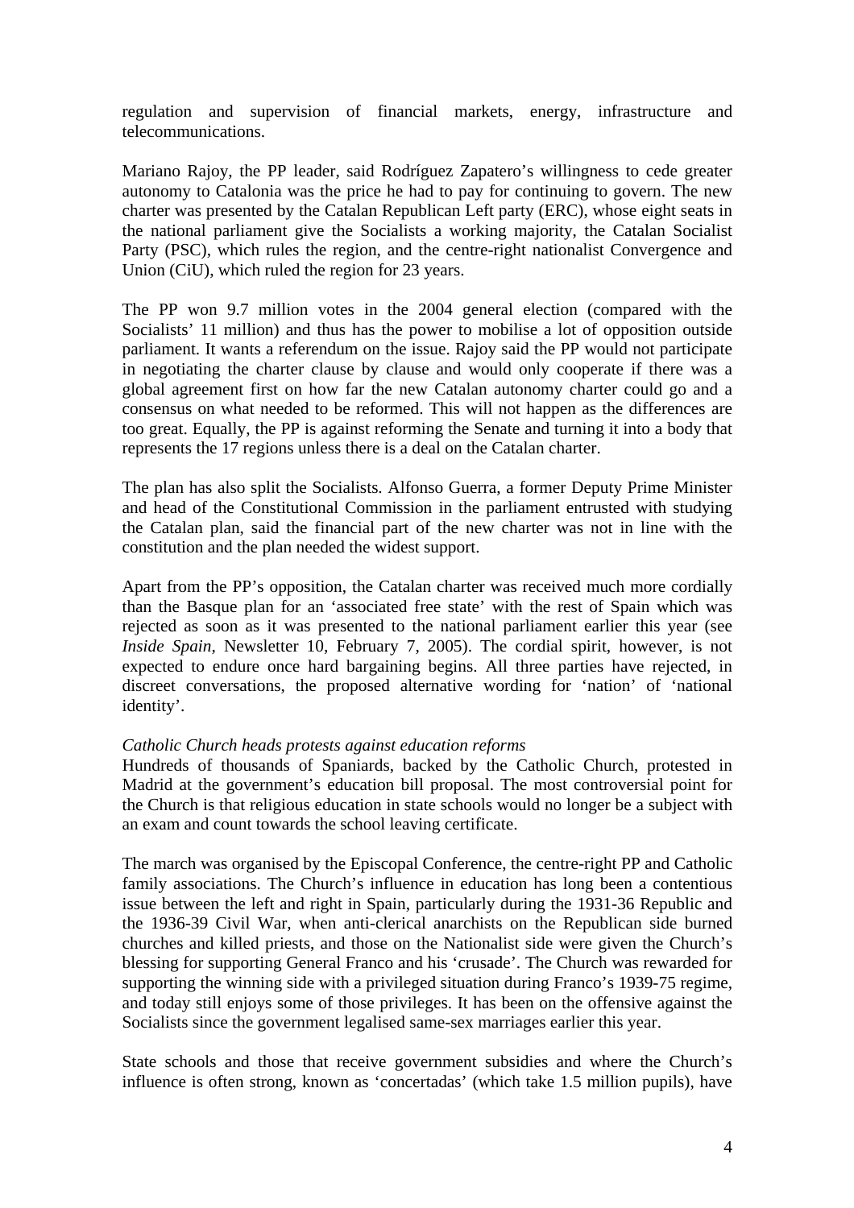regulation and supervision of financial markets, energy, infrastructure and telecommunications.

Mariano Rajoy, the PP leader, said Rodríguez Zapatero's willingness to cede greater autonomy to Catalonia was the price he had to pay for continuing to govern. The new charter was presented by the Catalan Republican Left party (ERC), whose eight seats in the national parliament give the Socialists a working majority, the Catalan Socialist Party (PSC), which rules the region, and the centre-right nationalist Convergence and Union (CiU), which ruled the region for 23 years.

The PP won 9.7 million votes in the 2004 general election (compared with the Socialists' 11 million) and thus has the power to mobilise a lot of opposition outside parliament. It wants a referendum on the issue. Rajoy said the PP would not participate in negotiating the charter clause by clause and would only cooperate if there was a global agreement first on how far the new Catalan autonomy charter could go and a consensus on what needed to be reformed. This will not happen as the differences are too great. Equally, the PP is against reforming the Senate and turning it into a body that represents the 17 regions unless there is a deal on the Catalan charter.

The plan has also split the Socialists. Alfonso Guerra, a former Deputy Prime Minister and head of the Constitutional Commission in the parliament entrusted with studying the Catalan plan, said the financial part of the new charter was not in line with the constitution and the plan needed the widest support.

Apart from the PP's opposition, the Catalan charter was received much more cordially than the Basque plan for an 'associated free state' with the rest of Spain which was rejected as soon as it was presented to the national parliament earlier this year (see *Inside Spain*, Newsletter 10, February 7, 2005). The cordial spirit, however, is not expected to endure once hard bargaining begins. All three parties have rejected, in discreet conversations, the proposed alternative wording for 'nation' of 'national identity'.

*Catholic Church heads protests against education reforms*

Hundreds of thousands of Spaniards, backed by the Catholic Church, protested in Madrid at the government's education bill proposal. The most controversial point for the Church is that religious education in state schools would no longer be a subject with an exam and count towards the school leaving certificate.

The march was organised by the Episcopal Conference, the centre-right PP and Catholic family associations. The Church's influence in education has long been a contentious issue between the left and right in Spain, particularly during the 1931-36 Republic and the 1936-39 Civil War, when anti-clerical anarchists on the Republican side burned churches and killed priests, and those on the Nationalist side were given the Church's blessing for supporting General Franco and his 'crusade'. The Church was rewarded for supporting the winning side with a privileged situation during Franco's 1939-75 regime, and today still enjoys some of those privileges. It has been on the offensive against the Socialists since the government legalised same-sex marriages earlier this year.

State schools and those that receive government subsidies and where the Church's influence is often strong, known as 'concertadas' (which take 1.5 million pupils), have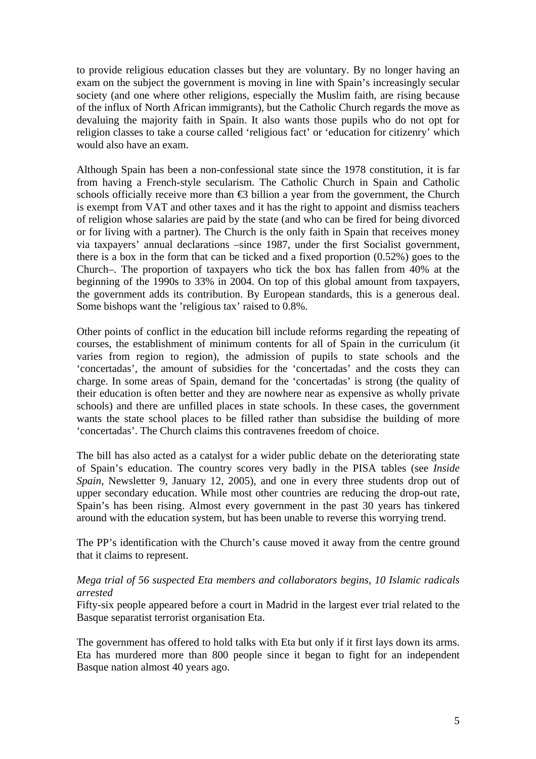to provide religious education classes but they are voluntary. By no longer having an exam on the subject the government is moving in line with Spain's increasingly secular society (and one where other religions, especially the Muslim faith, are rising because of the influx of North African immigrants), but the Catholic Church regards the move as devaluing the majority faith in Spain. It also wants those pupils who do not opt for religion classes to take a course called 'religious fact' or 'education for citizenry' which would also have an exam.

Although Spain has been a non-confessional state since the 1978 constitution, it is far from having a French-style secularism. The Catholic Church in Spain and Catholic schools officially receive more than €3 billion a year from the government, the Church is exempt from VAT and other taxes and it has the right to appoint and dismiss teachers of religion whose salaries are paid by the state (and who can be fired for being divorced or for living with a partner). The Church is the only faith in Spain that receives money via taxpayers' annual declarations –since 1987, under the first Socialist government, there is a box in the form that can be ticked and a fixed proportion (0.52%) goes to the Church–. The proportion of taxpayers who tick the box has fallen from 40% at the beginning of the 1990s to 33% in 2004. On top of this global amount from taxpayers, the government adds its contribution. By European standards, this is a generous deal. Some bishops want the 'religious tax' raised to 0.8%.

Other points of conflict in the education bill include reforms regarding the repeating of courses, the establishment of minimum contents for all of Spain in the curriculum (it varies from region to region), the admission of pupils to state schools and the 'concertadas', the amount of subsidies for the 'concertadas' and the costs they can charge. In some areas of Spain, demand for the 'concertadas' is strong (the quality of their education is often better and they are nowhere near as expensive as wholly private schools) and there are unfilled places in state schools. In these cases, the government wants the state school places to be filled rather than subsidise the building of more 'concertadas'. The Church claims this contravenes freedom of choice.

The bill has also acted as a catalyst for a wider public debate on the deteriorating state of Spain's education. The country scores very badly in the PISA tables (see *Inside Spain*, Newsletter 9, January 12, 2005), and one in every three students drop out of upper secondary education. While most other countries are reducing the drop-out rate, Spain's has been rising. Almost every government in the past 30 years has tinkered around with the education system, but has been unable to reverse this worrying trend.

The PP's identification with the Church's cause moved it away from the centre ground that it claims to represent.

*Mega trial of 56 suspected Eta members and collaborators begins, 10 Islamic radicals arrested*

Fifty-six people appeared before a court in Madrid in the largest ever trial related to the Basque separatist terrorist organisation Eta.

The government has offered to hold talks with Eta but only if it first lays down its arms. Eta has murdered more than 800 people since it began to fight for an independent Basque nation almost 40 years ago.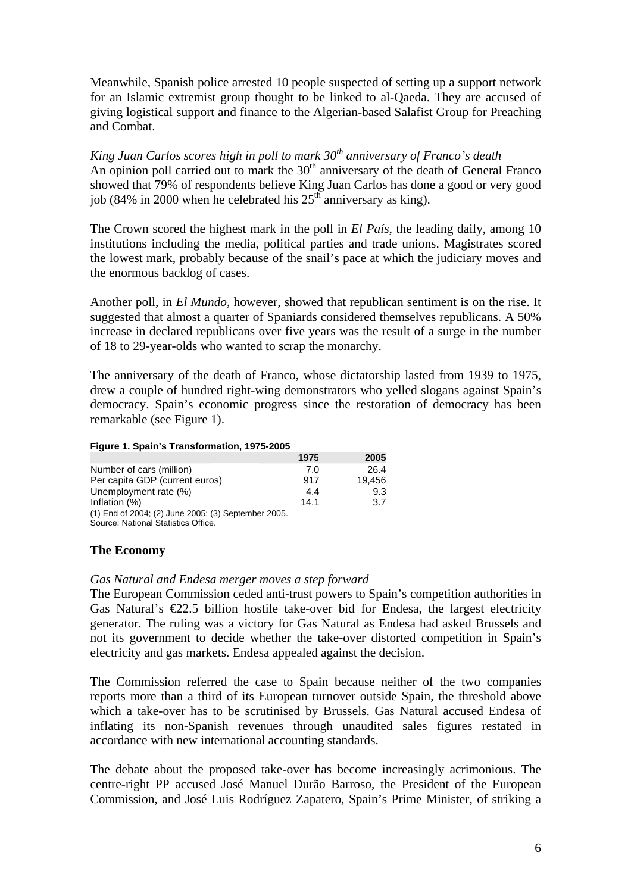Meanwhile, Spanish police arrested 10 people suspected of setting up a support network for an Islamic extremist group thought to be linked to al-Qaeda. They are accused of giving logistical support and finance to the Algerian-based Salafist Group for Preaching and Combat.

*King Juan Carlos scores high in poll to mark 30th anniversary of Franco's death*

An opinion poll carried out to mark the 30th anniversary of the death of General Franco showed that 79% of respondents believe King Juan Carlos has done a good or very good job (84% in 2000 when he celebrated his 25th anniversary as king).

The Crown scored the highest mark in the poll in *El País*, the leading daily, among 10 institutions including the media, political parties and trade unions. Magistrates scored the lowest mark, probably because of the snail's pace at which the judiciary moves and the enormous backlog of cases.

Another poll, in *El Mundo*, however, showed that republican sentiment is on the rise. It suggested that almost a quarter of Spaniards considered themselves republicans. A 50% increase in declared republicans over five years was the result of a surge in the number of 18 to 29-year-olds who wanted to scrap the monarchy.

The anniversary of the death of Franco, whose dictatorship lasted from 1939 to 1975, drew a couple of hundred right-wing demonstrators who yelled slogans against Spain's democracy. Spain's economic progress since the restoration of democracy has been remarkable (see Figure 1).

**Figure 1. Spain's Transformation, 1975-2005**

| | 1975 | 2005 |
|---|---|---|
| Number of cars (million) | 7.0 | 26.4 |
| Per capita GDP (current euros) | 917 | 19,456 |
| Unemployment rate (%) | 4.4 | 9.3 |
| Inflation (%) | 14.1 | 3.7 |

(1) End of 2004; (2) June 2005; (3) September 2005.
Source: National Statistics Office.

## The Economy

*Gas Natural and Endesa merger moves a step forward*

The European Commission ceded anti-trust powers to Spain's competition authorities in Gas Natural's €22.5 billion hostile take-over bid for Endesa, the largest electricity generator. The ruling was a victory for Gas Natural as Endesa had asked Brussels and not its government to decide whether the take-over distorted competition in Spain's electricity and gas markets. Endesa appealed against the decision.

The Commission referred the case to Spain because neither of the two companies reports more than a third of its European turnover outside Spain, the threshold above which a take-over has to be scrutinised by Brussels. Gas Natural accused Endesa of inflating its non-Spanish revenues through unaudited sales figures restated in accordance with new international accounting standards.

The debate about the proposed take-over has become increasingly acrimonious. The centre-right PP accused José Manuel Durão Barroso, the President of the European Commission, and José Luis Rodríguez Zapatero, Spain's Prime Minister, of striking a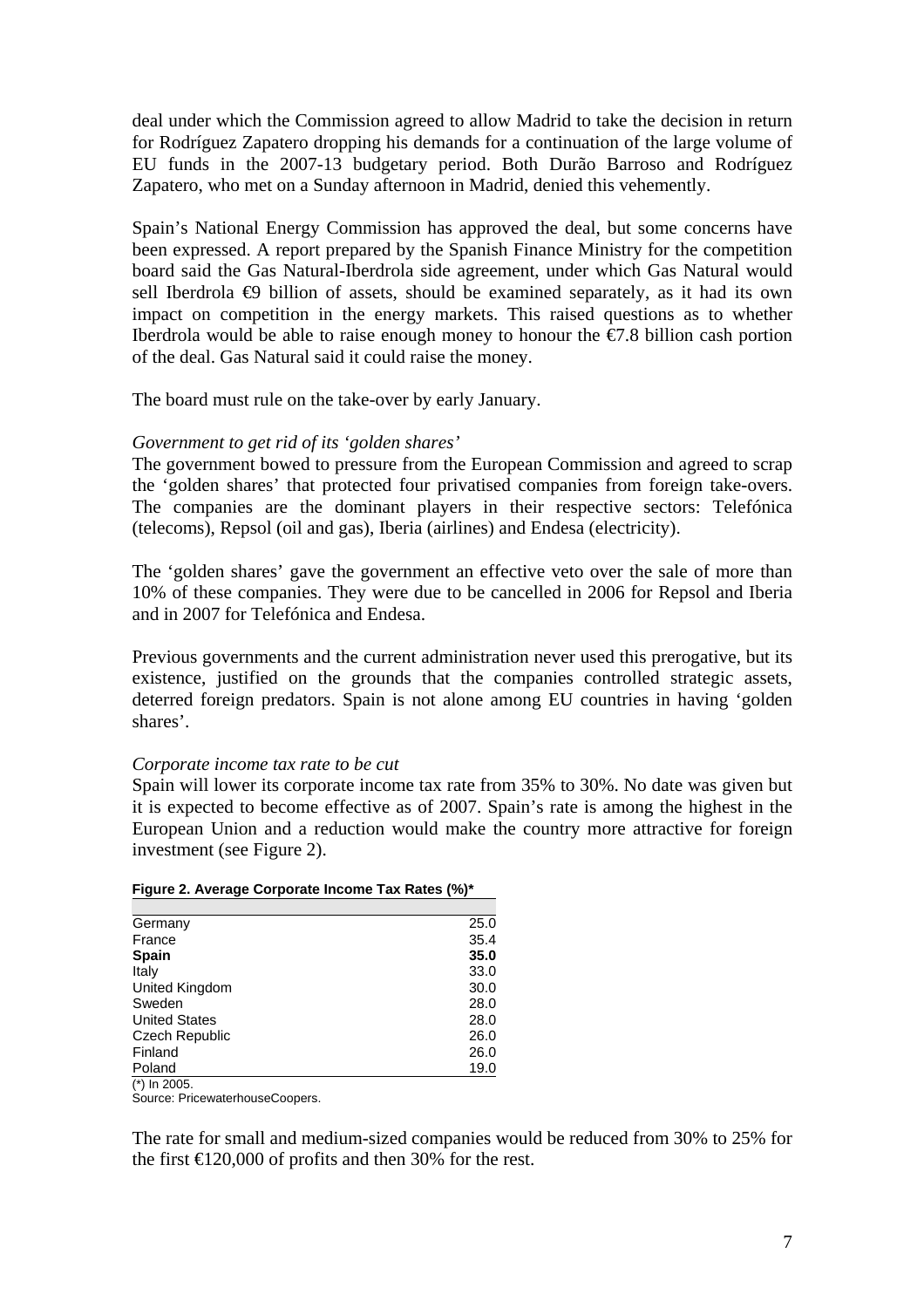deal under which the Commission agreed to allow Madrid to take the decision in return for Rodríguez Zapatero dropping his demands for a continuation of the large volume of EU funds in the 2007-13 budgetary period. Both Durão Barroso and Rodríguez Zapatero, who met on a Sunday afternoon in Madrid, denied this vehemently.

Spain's National Energy Commission has approved the deal, but some concerns have been expressed. A report prepared by the Spanish Finance Ministry for the competition board said the Gas Natural-Iberdrola side agreement, under which Gas Natural would sell Iberdrola €9 billion of assets, should be examined separately, as it had its own impact on competition in the energy markets. This raised questions as to whether Iberdrola would be able to raise enough money to honour the €7.8 billion cash portion of the deal. Gas Natural said it could raise the money.

The board must rule on the take-over by early January.

*Government to get rid of its 'golden shares'*

The government bowed to pressure from the European Commission and agreed to scrap the 'golden shares' that protected four privatised companies from foreign take-overs. The companies are the dominant players in their respective sectors: Telefónica (telecoms), Repsol (oil and gas), Iberia (airlines) and Endesa (electricity).

The 'golden shares' gave the government an effective veto over the sale of more than 10% of these companies. They were due to be cancelled in 2006 for Repsol and Iberia and in 2007 for Telefónica and Endesa.

Previous governments and the current administration never used this prerogative, but its existence, justified on the grounds that the companies controlled strategic assets, deterred foreign predators. Spain is not alone among EU countries in having 'golden shares'.

*Corporate income tax rate to be cut*

Spain will lower its corporate income tax rate from 35% to 30%. No date was given but it is expected to become effective as of 2007. Spain's rate is among the highest in the European Union and a reduction would make the country more attractive for foreign investment (see Figure 2).

**Figure 2. Average Corporate Income Tax Rates (%)***

| | |
|---|---|
| Germany | 25.0 |
| France | 35.4 |
| **Spain** | **35.0** |
| Italy | 33.0 |
| United Kingdom | 30.0 |
| Sweden | 28.0 |
| United States | 28.0 |
| Czech Republic | 26.0 |
| Finland | 26.0 |
| Poland | 19.0 |

(*) In 2005.
Source: PricewaterhouseCoopers.

The rate for small and medium-sized companies would be reduced from 30% to 25% for the first €120,000 of profits and then 30% for the rest.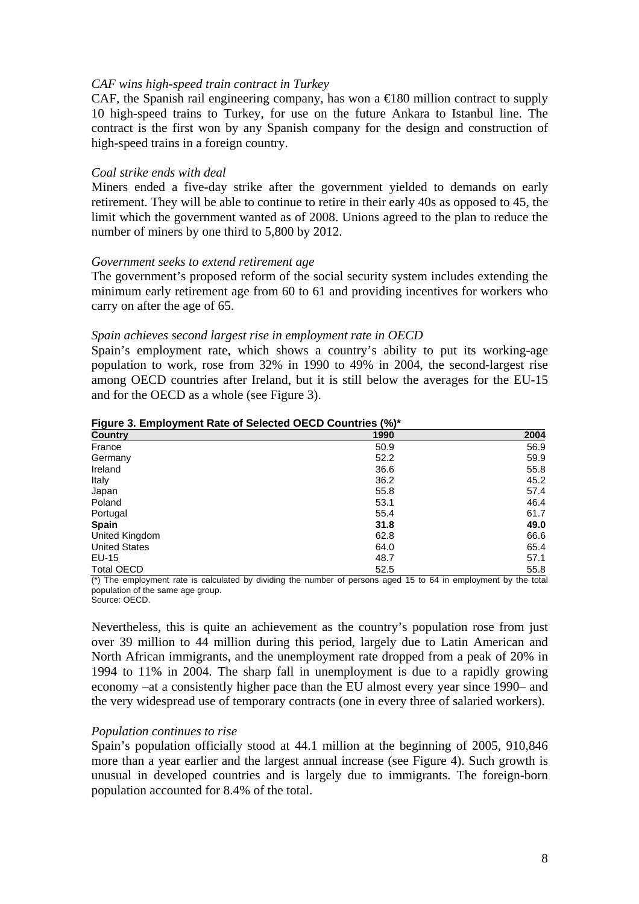*CAF wins high-speed train contract in Turkey*

CAF, the Spanish rail engineering company, has won a €180 million contract to supply 10 high-speed trains to Turkey, for use on the future Ankara to Istanbul line. The contract is the first won by any Spanish company for the design and construction of high-speed trains in a foreign country.

*Coal strike ends with deal*

Miners ended a five-day strike after the government yielded to demands on early retirement. They will be able to continue to retire in their early 40s as opposed to 45, the limit which the government wanted as of 2008. Unions agreed to the plan to reduce the number of miners by one third to 5,800 by 2012.

*Government seeks to extend retirement age*

The government's proposed reform of the social security system includes extending the minimum early retirement age from 60 to 61 and providing incentives for workers who carry on after the age of 65.

*Spain achieves second largest rise in employment rate in OECD*

Spain's employment rate, which shows a country's ability to put its working-age population to work, rose from 32% in 1990 to 49% in 2004, the second-largest rise among OECD countries after Ireland, but it is still below the averages for the EU-15 and for the OECD as a whole (see Figure 3).

**Figure 3. Employment Rate of Selected OECD Countries (%)***

| Country | 1990 | 2004 |
|---|---|---|
| France | 50.9 | 56.9 |
| Germany | 52.2 | 59.9 |
| Ireland | 36.6 | 55.8 |
| Italy | 36.2 | 45.2 |
| Japan | 55.8 | 57.4 |
| Poland | 53.1 | 46.4 |
| Portugal | 55.4 | 61.7 |
| **Spain** | **31.8** | **49.0** |
| United Kingdom | 62.8 | 66.6 |
| United States | 64.0 | 65.4 |
| EU-15 | 48.7 | 57.1 |
| Total OECD | 52.5 | 55.8 |

(*) The employment rate is calculated by dividing the number of persons aged 15 to 64 in employment by the total population of the same age group.
Source: OECD.

Nevertheless, this is quite an achievement as the country's population rose from just over 39 million to 44 million during this period, largely due to Latin American and North African immigrants, and the unemployment rate dropped from a peak of 20% in 1994 to 11% in 2004. The sharp fall in unemployment is due to a rapidly growing economy –at a consistently higher pace than the EU almost every year since 1990– and the very widespread use of temporary contracts (one in every three of salaried workers).

*Population continues to rise*

Spain's population officially stood at 44.1 million at the beginning of 2005, 910,846 more than a year earlier and the largest annual increase (see Figure 4). Such growth is unusual in developed countries and is largely due to immigrants. The foreign-born population accounted for 8.4% of the total.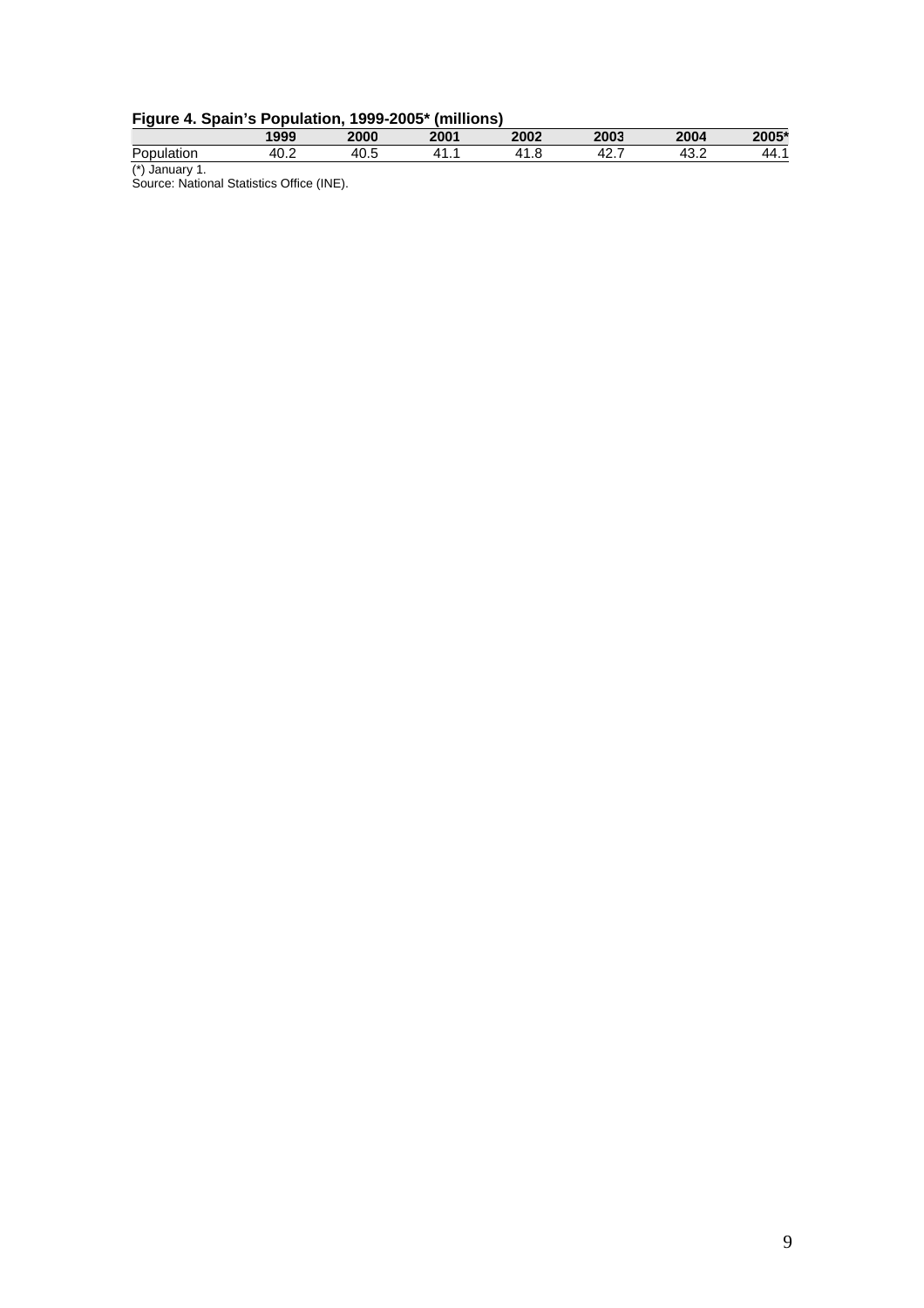**Figure 4. Spain's Population, 1999-2005* (millions)**

| | 1999 | 2000 | 2001 | 2002 | 2003 | 2004 | 2005* |
|---|---|---|---|---|---|---|---|
| Population | 40.2 | 40.5 | 41.1 | 41.8 | 42.7 | 43.2 | 44.1 |

(*) January 1.

Source: National Statistics Office (INE).